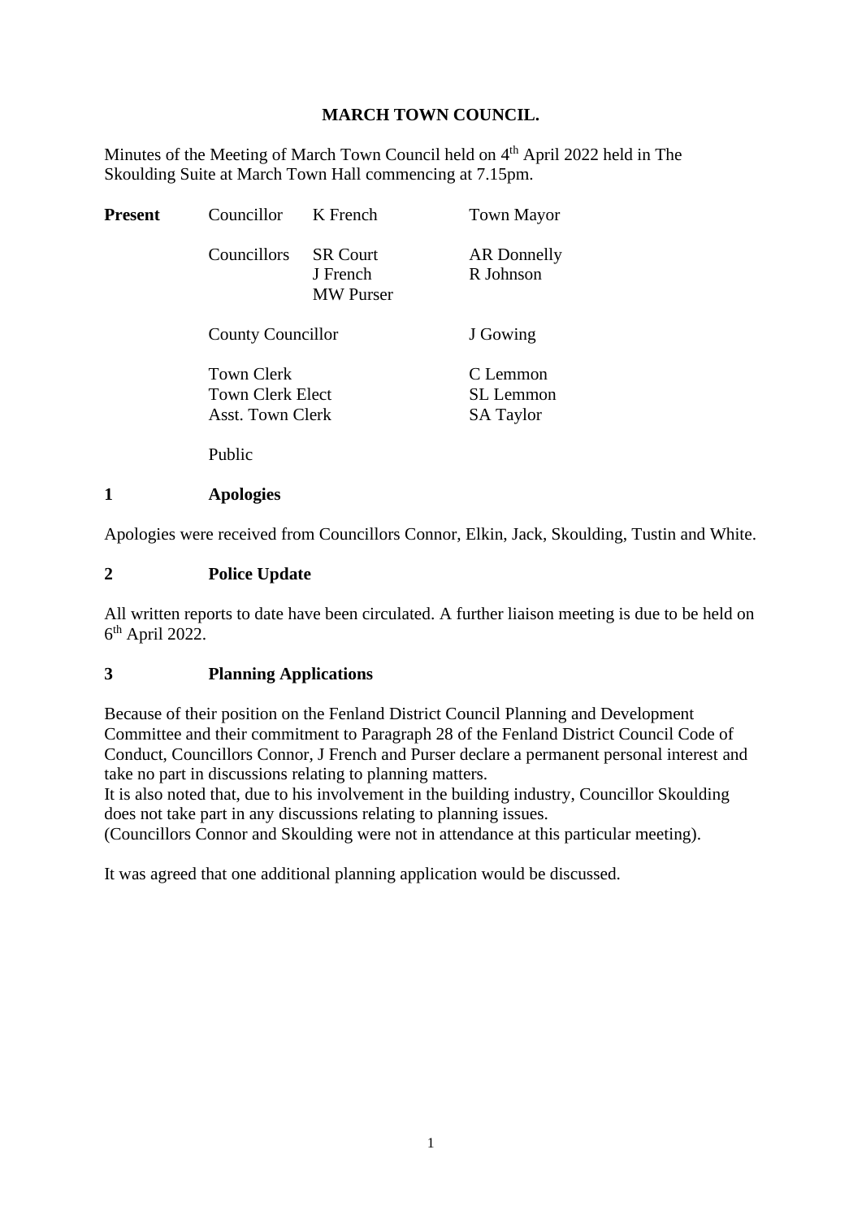# MARCH TOWN COUNCIL.

Minutes of the Meeting of March Town Council held on 4th April 2022 held in The Skoulding Suite at March Town Hall commencing at 7.15pm.

| **Present** | Councillor | K French | Town Mayor |
|---|---|---|---|
| | Councillors | SR Court<br>J French<br>MW Purser | AR Donnelly<br>R Johnson |
| | County Councillor | | J Gowing |
| | Town Clerk<br>Town Clerk Elect<br>Asst. Town Clerk | | C Lemmon<br>SL Lemmon<br>SA Taylor |
| | Public | | |

## 1 Apologies

Apologies were received from Councillors Connor, Elkin, Jack, Skoulding, Tustin and White.

## 2 Police Update

All written reports to date have been circulated. A further liaison meeting is due to be held on 6th April 2022.

## 3 Planning Applications

Because of their position on the Fenland District Council Planning and Development Committee and their commitment to Paragraph 28 of the Fenland District Council Code of Conduct, Councillors Connor, J French and Purser declare a permanent personal interest and take no part in discussions relating to planning matters.
It is also noted that, due to his involvement in the building industry, Councillor Skoulding does not take part in any discussions relating to planning issues.
(Councillors Connor and Skoulding were not in attendance at this particular meeting).

It was agreed that one additional planning application would be discussed.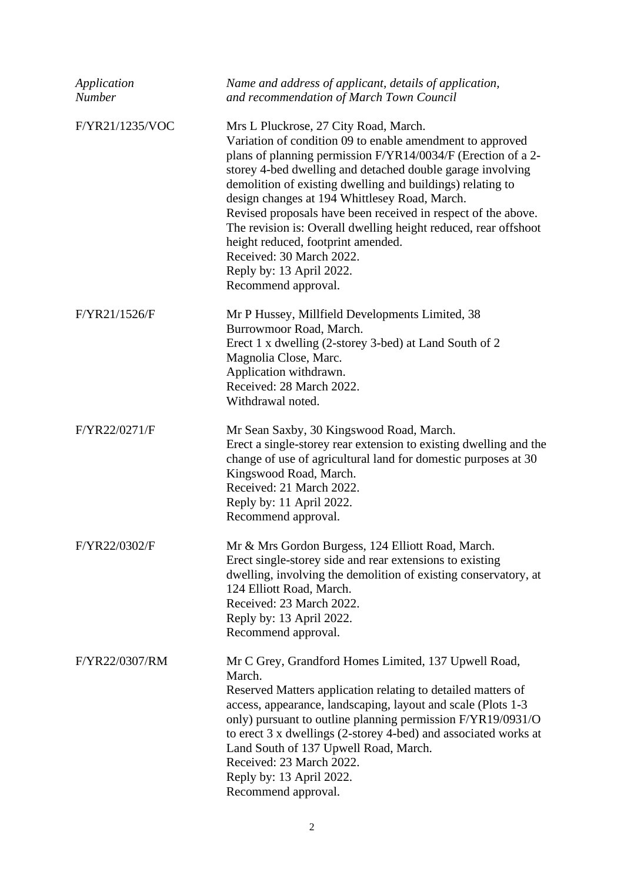| *Application Number* | *Name and address of applicant, details of application, and recommendation of March Town Council* |
|---|---|
| F/YR21/1235/VOC | Mrs L Pluckrose, 27 City Road, March.<br>Variation of condition 09 to enable amendment to approved plans of planning permission F/YR14/0034/F (Erection of a 2-storey 4-bed dwelling and detached double garage involving demolition of existing dwelling and buildings) relating to design changes at 194 Whittlesey Road, March.<br>Revised proposals have been received in respect of the above. The revision is: Overall dwelling height reduced, rear offshoot height reduced, footprint amended.<br>Received: 30 March 2022.<br>Reply by: 13 April 2022.<br>Recommend approval. |
| F/YR21/1526/F | Mr P Hussey, Millfield Developments Limited, 38 Burrowmoor Road, March.<br>Erect 1 x dwelling (2-storey 3-bed) at Land South of 2 Magnolia Close, Marc.<br>Application withdrawn.<br>Received: 28 March 2022.<br>Withdrawal noted. |
| F/YR22/0271/F | Mr Sean Saxby, 30 Kingswood Road, March.<br>Erect a single-storey rear extension to existing dwelling and the change of use of agricultural land for domestic purposes at 30 Kingswood Road, March.<br>Received: 21 March 2022.<br>Reply by: 11 April 2022.<br>Recommend approval. |
| F/YR22/0302/F | Mr & Mrs Gordon Burgess, 124 Elliott Road, March.<br>Erect single-storey side and rear extensions to existing dwelling, involving the demolition of existing conservatory, at 124 Elliott Road, March.<br>Received: 23 March 2022.<br>Reply by: 13 April 2022.<br>Recommend approval. |
| F/YR22/0307/RM | Mr C Grey, Grandford Homes Limited, 137 Upwell Road, March.<br>Reserved Matters application relating to detailed matters of access, appearance, landscaping, layout and scale (Plots 1-3 only) pursuant to outline planning permission F/YR19/0931/O to erect 3 x dwellings (2-storey 4-bed) and associated works at Land South of 137 Upwell Road, March.<br>Received: 23 March 2022.<br>Reply by: 13 April 2022.<br>Recommend approval. |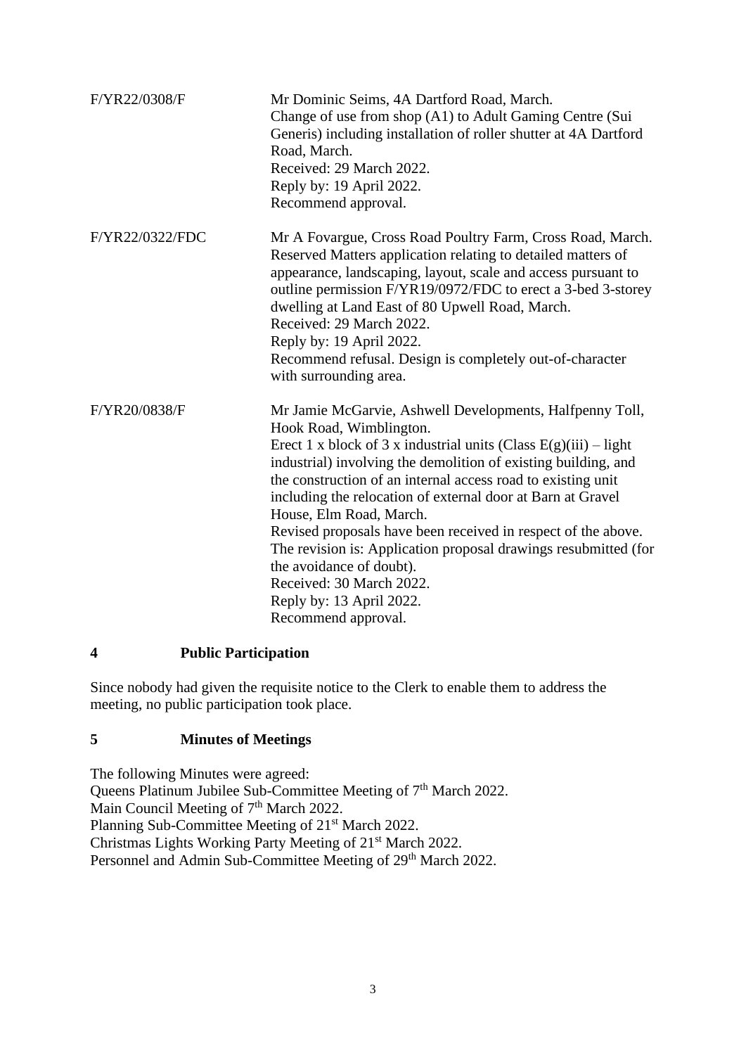| | |
|---|---|
| F/YR22/0308/F | Mr Dominic Seims, 4A Dartford Road, March.<br>Change of use from shop (A1) to Adult Gaming Centre (Sui Generis) including installation of roller shutter at 4A Dartford Road, March.<br>Received: 29 March 2022.<br>Reply by: 19 April 2022.<br>Recommend approval. |
| F/YR22/0322/FDC | Mr A Fovargue, Cross Road Poultry Farm, Cross Road, March.<br>Reserved Matters application relating to detailed matters of appearance, landscaping, layout, scale and access pursuant to outline permission F/YR19/0972/FDC to erect a 3-bed 3-storey dwelling at Land East of 80 Upwell Road, March.<br>Received: 29 March 2022.<br>Reply by: 19 April 2022.<br>Recommend refusal. Design is completely out-of-character with surrounding area. |
| F/YR20/0838/F | Mr Jamie McGarvie, Ashwell Developments, Halfpenny Toll, Hook Road, Wimblington.<br>Erect 1 x block of 3 x industrial units (Class E(g)(iii) – light industrial) involving the demolition of existing building, and the construction of an internal access road to existing unit including the relocation of external door at Barn at Gravel House, Elm Road, March.<br>Revised proposals have been received in respect of the above. The revision is: Application proposal drawings resubmitted (for the avoidance of doubt).<br>Received: 30 March 2022.<br>Reply by: 13 April 2022.<br>Recommend approval. |

## 4 Public Participation

Since nobody had given the requisite notice to the Clerk to enable them to address the meeting, no public participation took place.

## 5 Minutes of Meetings

The following Minutes were agreed:
Queens Platinum Jubilee Sub-Committee Meeting of 7th March 2022.
Main Council Meeting of 7th March 2022.
Planning Sub-Committee Meeting of 21st March 2022.
Christmas Lights Working Party Meeting of 21st March 2022.
Personnel and Admin Sub-Committee Meeting of 29th March 2022.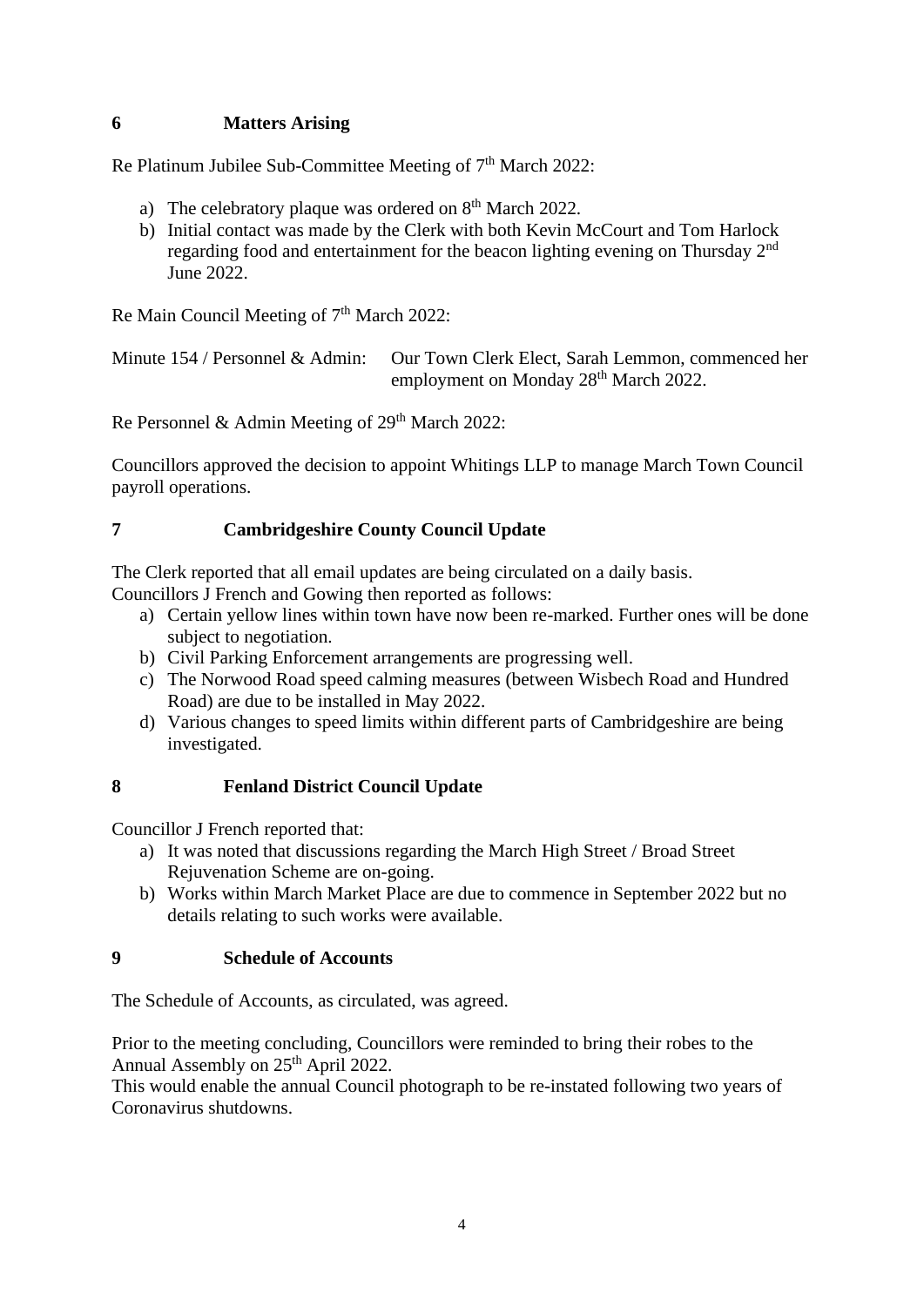## 6 Matters Arising

Re Platinum Jubilee Sub-Committee Meeting of 7th March 2022:

a) The celebratory plaque was ordered on 8th March 2022.
b) Initial contact was made by the Clerk with both Kevin McCourt and Tom Harlock regarding food and entertainment for the beacon lighting evening on Thursday 2nd June 2022.

Re Main Council Meeting of 7th March 2022:

Minute 154 / Personnel & Admin: Our Town Clerk Elect, Sarah Lemmon, commenced her employment on Monday 28th March 2022.

Re Personnel & Admin Meeting of 29th March 2022:

Councillors approved the decision to appoint Whitings LLP to manage March Town Council payroll operations.

## 7 Cambridgeshire County Council Update

The Clerk reported that all email updates are being circulated on a daily basis.
Councillors J French and Gowing then reported as follows:

a) Certain yellow lines within town have now been re-marked. Further ones will be done subject to negotiation.
b) Civil Parking Enforcement arrangements are progressing well.
c) The Norwood Road speed calming measures (between Wisbech Road and Hundred Road) are due to be installed in May 2022.
d) Various changes to speed limits within different parts of Cambridgeshire are being investigated.

## 8 Fenland District Council Update

Councillor J French reported that:

a) It was noted that discussions regarding the March High Street / Broad Street Rejuvenation Scheme are on-going.
b) Works within March Market Place are due to commence in September 2022 but no details relating to such works were available.

## 9 Schedule of Accounts

The Schedule of Accounts, as circulated, was agreed.

Prior to the meeting concluding, Councillors were reminded to bring their robes to the Annual Assembly on 25th April 2022.
This would enable the annual Council photograph to be re-instated following two years of Coronavirus shutdowns.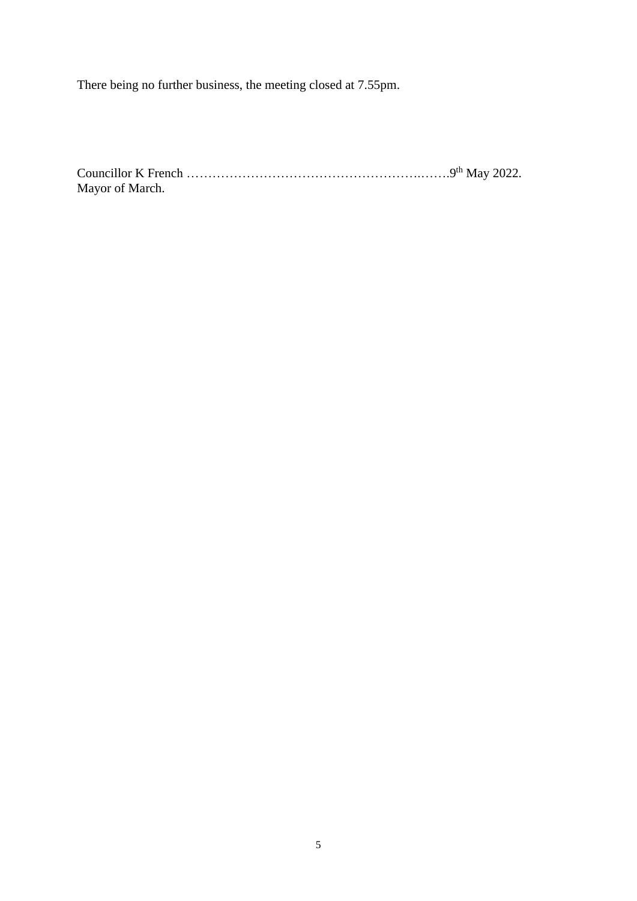There being no further business, the meeting closed at 7.55pm.

Councillor K French ……………………………………………….…….9th May 2022.
Mayor of March.